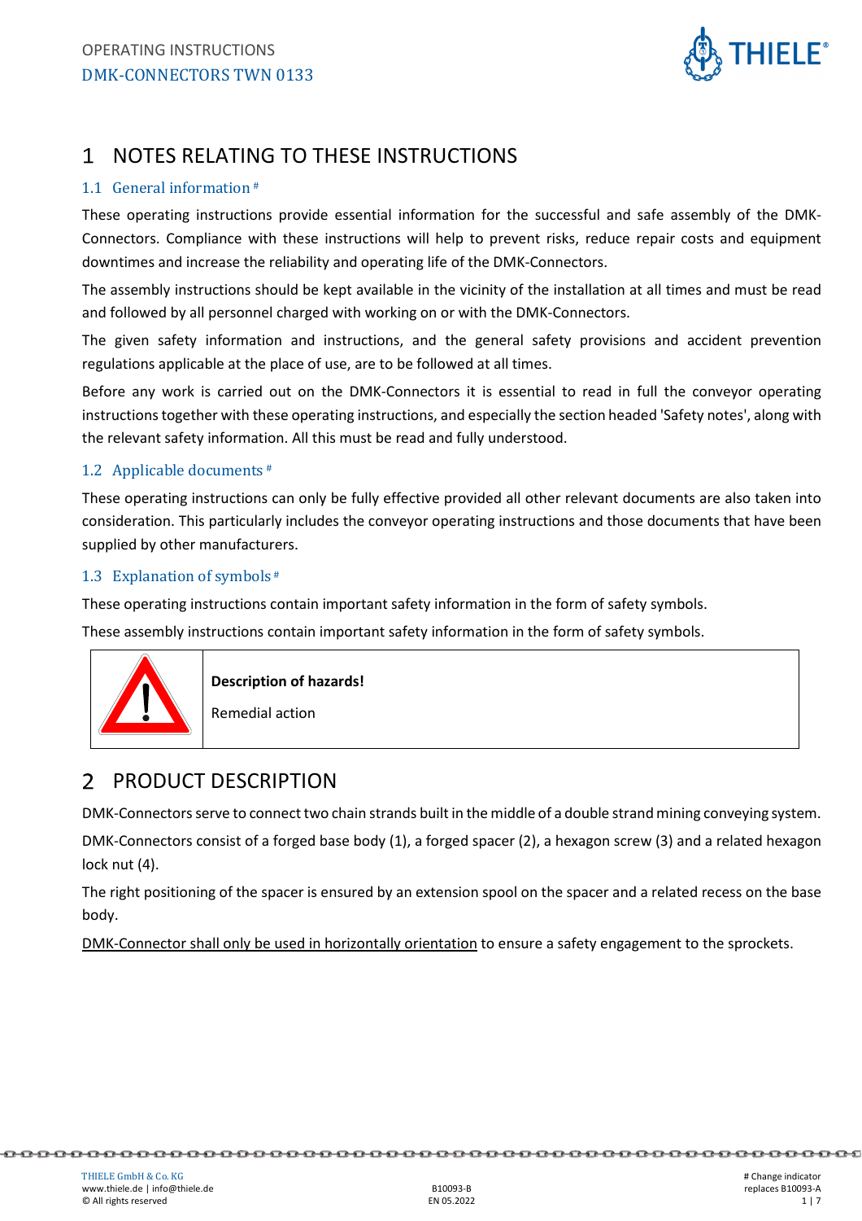# 1 NOTES RELATING TO THESE INSTRUCTIONS

## 1.1 General information #

These operating instructions provide essential information for the successful and safe assembly of the DMK-Connectors. Compliance with these instructions will help to prevent risks, reduce repair costs and equipment downtimes and increase the reliability and operating life of the DMK-Connectors.

The assembly instructions should be kept available in the vicinity of the installation at all times and must be read and followed by all personnel charged with working on or with the DMK-Connectors.

The given safety information and instructions, and the general safety provisions and accident prevention regulations applicable at the place of use, are to be followed at all times.

Before any work is carried out on the DMK-Connectors it is essential to read in full the conveyor operating instructions together with these operating instructions, and especially the section headed 'Safety notes', along with the relevant safety information. All this must be read and fully understood.

## 1.2 Applicable documents #

These operating instructions can only be fully effective provided all other relevant documents are also taken into consideration. This particularly includes the conveyor operating instructions and those documents that have been supplied by other manufacturers.

## 1.3 Explanation of symbols #

These operating instructions contain important safety information in the form of safety symbols.

These assembly instructions contain important safety information in the form of safety symbols.

| | |
|---|---|
| ⚠ | **Description of hazards!** <br> Remedial action |

# 2 PRODUCT DESCRIPTION

DMK-Connectors serve to connect two chain strands built in the middle of a double strand mining conveying system.

DMK-Connectors consist of a forged base body (1), a forged spacer (2), a hexagon screw (3) and a related hexagon lock nut (4).

The right positioning of the spacer is ensured by an extension spool on the spacer and a related recess on the base body.

DMK-Connector shall only be used in horizontally orientation to ensure a safety engagement to the sprockets.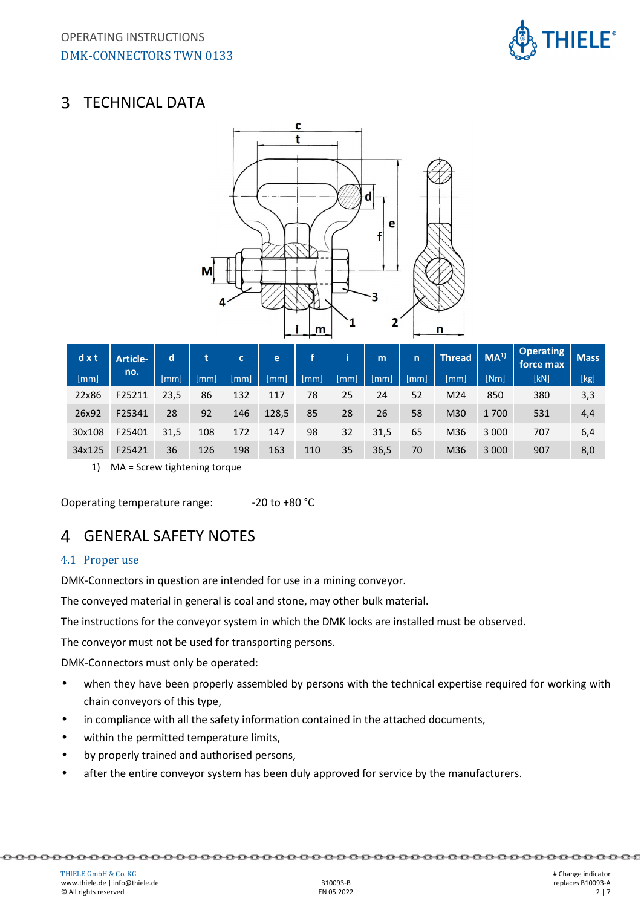# 3 TECHNICAL DATA

| d x t [mm] | Article-no. | d [mm] | t [mm] | c [mm] | e [mm] | f [mm] | i [mm] | m [mm] | n [mm] | Thread [mm] | MA[1) ] [Nm] | Operating force max [kN] | Mass [kg] |
|---|---|---|---|---|---|---|---|---|---|---|---|---|---|
| 22x86 | F25211 | 23,5 | 86 | 132 | 117 | 78 | 25 | 24 | 52 | M24 | 850 | 380 | 3,3 |
| 26x92 | F25341 | 28 | 92 | 146 | 128,5 | 85 | 28 | 26 | 58 | M30 | 1 700 | 531 | 4,4 |
| 30x108 | F25401 | 31,5 | 108 | 172 | 147 | 98 | 32 | 31,5 | 65 | M36 | 3 000 | 707 | 6,4 |
| 34x125 | F25421 | 36 | 126 | 198 | 163 | 110 | 35 | 36,5 | 70 | M36 | 3 000 | 907 | 8,0 |

1) MA = Screw tightening torque

Ooperating temperature range: -20 to +80 °C

# 4 GENERAL SAFETY NOTES

## 4.1 Proper use

DMK-Connectors in question are intended for use in a mining conveyor.

The conveyed material in general is coal and stone, may other bulk material.

The instructions for the conveyor system in which the DMK locks are installed must be observed.

The conveyor must not be used for transporting persons.

DMK-Connectors must only be operated:

- when they have been properly assembled by persons with the technical expertise required for working with chain conveyors of this type,
- in compliance with all the safety information contained in the attached documents,
- within the permitted temperature limits,
- by properly trained and authorised persons,
- after the entire conveyor system has been duly approved for service by the manufacturers.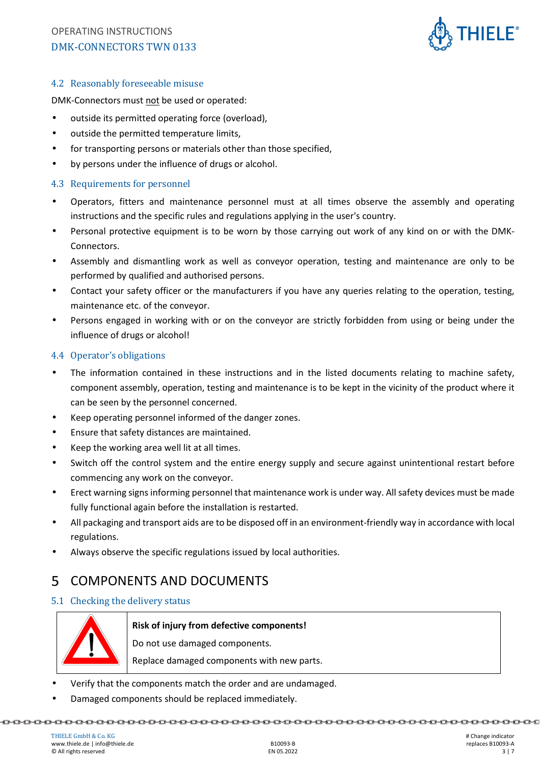### 4.2 Reasonably foreseeable misuse

DMK-Connectors must not be used or operated:

- outside its permitted operating force (overload),
- outside the permitted temperature limits,
- for transporting persons or materials other than those specified,
- by persons under the influence of drugs or alcohol.

### 4.3 Requirements for personnel

- Operators, fitters and maintenance personnel must at all times observe the assembly and operating instructions and the specific rules and regulations applying in the user's country.
- Personal protective equipment is to be worn by those carrying out work of any kind on or with the DMK-Connectors.
- Assembly and dismantling work as well as conveyor operation, testing and maintenance are only to be performed by qualified and authorised persons.
- Contact your safety officer or the manufacturers if you have any queries relating to the operation, testing, maintenance etc. of the conveyor.
- Persons engaged in working with or on the conveyor are strictly forbidden from using or being under the influence of drugs or alcohol!

### 4.4 Operator's obligations

- The information contained in these instructions and in the listed documents relating to machine safety, component assembly, operation, testing and maintenance is to be kept in the vicinity of the product where it can be seen by the personnel concerned.
- Keep operating personnel informed of the danger zones.
- Ensure that safety distances are maintained.
- Keep the working area well lit at all times.
- Switch off the control system and the entire energy supply and secure against unintentional restart before commencing any work on the conveyor.
- Erect warning signs informing personnel that maintenance work is under way. All safety devices must be made fully functional again before the installation is restarted.
- All packaging and transport aids are to be disposed off in an environment-friendly way in accordance with local regulations.
- Always observe the specific regulations issued by local authorities.

## 5 COMPONENTS AND DOCUMENTS

### 5.1 Checking the delivery status

| | |
|---|---|
| ⚠ | **Risk of injury from defective components!**<br>Do not use damaged components.<br>Replace damaged components with new parts. |

- Verify that the components match the order and are undamaged.
- Damaged components should be replaced immediately.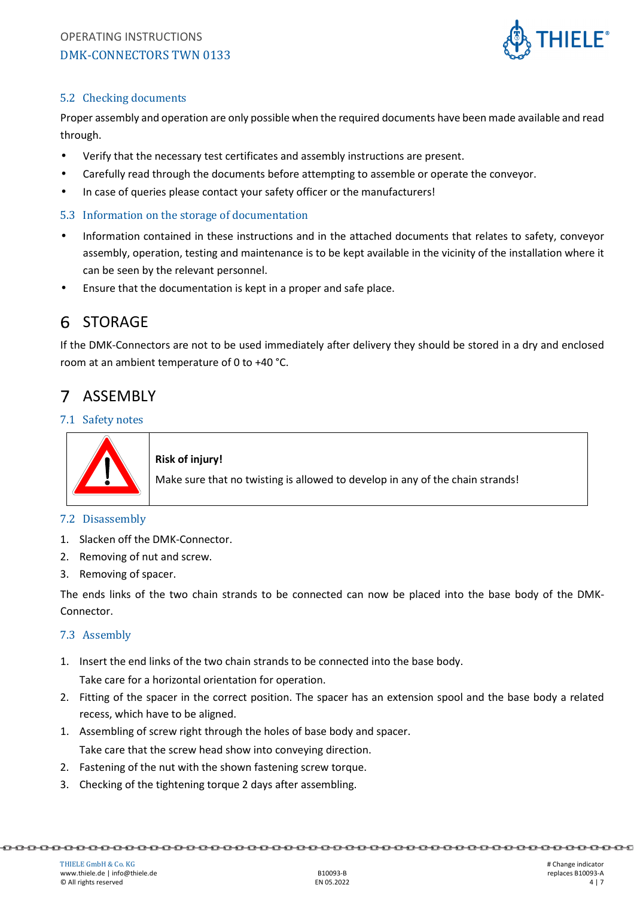## 5.2 Checking documents

Proper assembly and operation are only possible when the required documents have been made available and read through.

- Verify that the necessary test certificates and assembly instructions are present.
- Carefully read through the documents before attempting to assemble or operate the conveyor.
- In case of queries please contact your safety officer or the manufacturers!

## 5.3 Information on the storage of documentation

- Information contained in these instructions and in the attached documents that relates to safety, conveyor assembly, operation, testing and maintenance is to be kept available in the vicinity of the installation where it can be seen by the relevant personnel.
- Ensure that the documentation is kept in a proper and safe place.

# 6 STORAGE

If the DMK-Connectors are not to be used immediately after delivery they should be stored in a dry and enclosed room at an ambient temperature of 0 to +40 °C.

# 7 ASSEMBLY

## 7.1 Safety notes

**Risk of injury!**

Make sure that no twisting is allowed to develop in any of the chain strands!

## 7.2 Disassembly

1. Slacken off the DMK-Connector.
2. Removing of nut and screw.
3. Removing of spacer.

The ends links of the two chain strands to be connected can now be placed into the base body of the DMK-Connector.

## 7.3 Assembly

1. Insert the end links of the two chain strands to be connected into the base body.
   Take care for a horizontal orientation for operation.
2. Fitting of the spacer in the correct position. The spacer has an extension spool and the base body a related recess, which have to be aligned.
1. Assembling of screw right through the holes of base body and spacer.
   Take care that the screw head show into conveying direction.
2. Fastening of the nut with the shown fastening screw torque.
3. Checking of the tightening torque 2 days after assembling.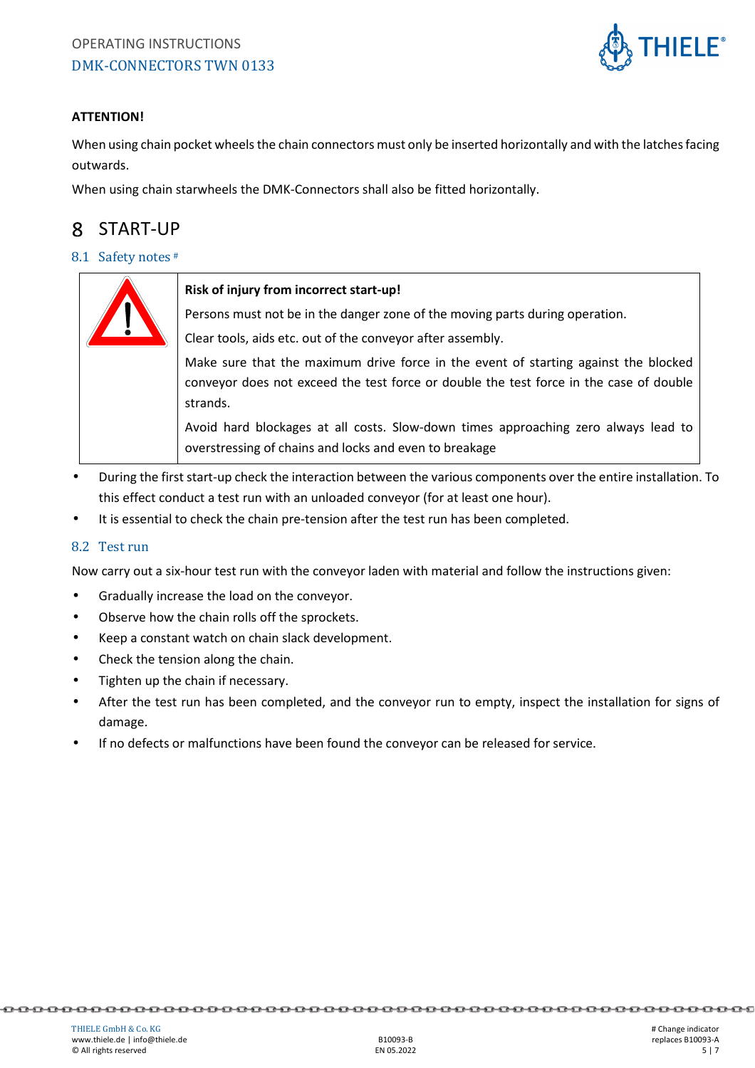**ATTENTION!**

When using chain pocket wheels the chain connectors must only be inserted horizontally and with the latches facing outwards.

When using chain starwheels the DMK-Connectors shall also be fitted horizontally.

# 8 START-UP

## 8.1 Safety notes #

| | **Risk of injury from incorrect start-up!**<br>Persons must not be in the danger zone of the moving parts during operation.<br>Clear tools, aids etc. out of the conveyor after assembly.<br>Make sure that the maximum drive force in the event of starting against the blocked conveyor does not exceed the test force or double the test force in the case of double strands.<br>Avoid hard blockages at all costs. Slow-down times approaching zero always lead to overstressing of chains and locks and even to breakage |
|---|---|

- During the first start-up check the interaction between the various components over the entire installation. To this effect conduct a test run with an unloaded conveyor (for at least one hour).
- It is essential to check the chain pre-tension after the test run has been completed.

## 8.2 Test run

Now carry out a six-hour test run with the conveyor laden with material and follow the instructions given:

- Gradually increase the load on the conveyor.
- Observe how the chain rolls off the sprockets.
- Keep a constant watch on chain slack development.
- Check the tension along the chain.
- Tighten up the chain if necessary.
- After the test run has been completed, and the conveyor run to empty, inspect the installation for signs of damage.
- If no defects or malfunctions have been found the conveyor can be released for service.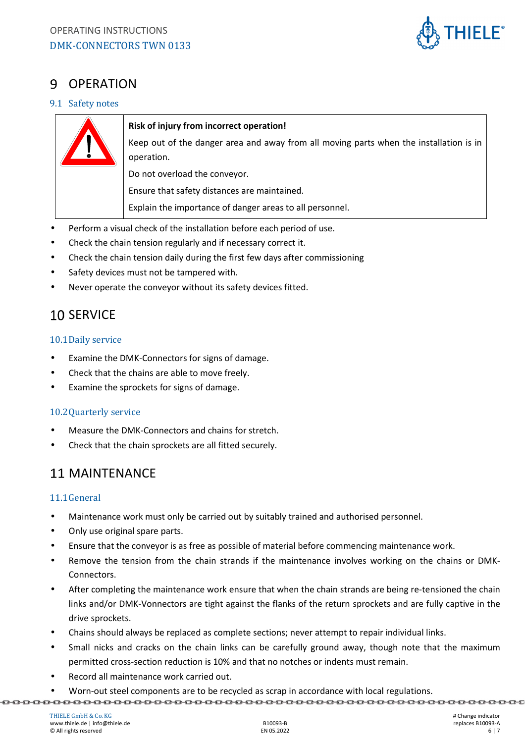# 9 OPERATION

## 9.1 Safety notes

| | |
|---|---|
| ⚠ | **Risk of injury from incorrect operation!**<br>Keep out of the danger area and away from all moving parts when the installation is in operation.<br>Do not overload the conveyor.<br>Ensure that safety distances are maintained.<br>Explain the importance of danger areas to all personnel. |

- Perform a visual check of the installation before each period of use.
- Check the chain tension regularly and if necessary correct it.
- Check the chain tension daily during the first few days after commissioning
- Safety devices must not be tampered with.
- Never operate the conveyor without its safety devices fitted.

# 10 SERVICE

## 10.1 Daily service

- Examine the DMK-Connectors for signs of damage.
- Check that the chains are able to move freely.
- Examine the sprockets for signs of damage.

## 10.2 Quarterly service

- Measure the DMK-Connectors and chains for stretch.
- Check that the chain sprockets are all fitted securely.

# 11 MAINTENANCE

## 11.1 General

- Maintenance work must only be carried out by suitably trained and authorised personnel.
- Only use original spare parts.
- Ensure that the conveyor is as free as possible of material before commencing maintenance work.
- Remove the tension from the chain strands if the maintenance involves working on the chains or DMK-Connectors.
- After completing the maintenance work ensure that when the chain strands are being re-tensioned the chain links and/or DMK-Vonnectors are tight against the flanks of the return sprockets and are fully captive in the drive sprockets.
- Chains should always be replaced as complete sections; never attempt to repair individual links.
- Small nicks and cracks on the chain links can be carefully ground away, though note that the maximum permitted cross-section reduction is 10% and that no notches or indents must remain.
- Record all maintenance work carried out.
- Worn-out steel components are to be recycled as scrap in accordance with local regulations.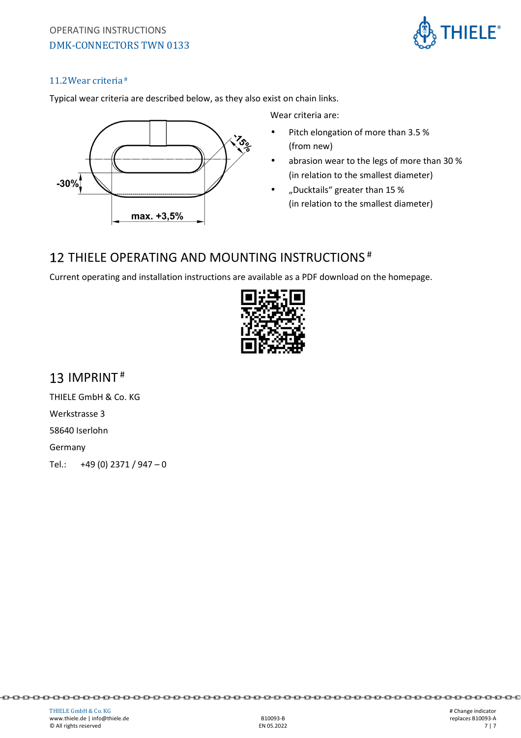## 11.2 Wear criteria #

Typical wear criteria are described below, as they also exist on chain links.

-30%

-15%

max. +3,5%

Wear criteria are:

- Pitch elongation of more than 3.5 % (from new)
- abrasion wear to the legs of more than 30 % (in relation to the smallest diameter)
- „Ducktails" greater than 15 % (in relation to the smallest diameter)

# 12 THIELE OPERATING AND MOUNTING INSTRUCTIONS #

Current operating and installation instructions are available as a PDF download on the homepage.

# 13 IMPRINT #

THIELE GmbH & Co. KG

Werkstrasse 3

58640 Iserlohn

Germany

Tel.: +49 (0) 2371 / 947 – 0

THIELE GmbH & Co. KG
www.thiele.de | info@thiele.de
© All rights reserved

B10093-B
EN 05.2022

# Change indicator
replaces B10093-A